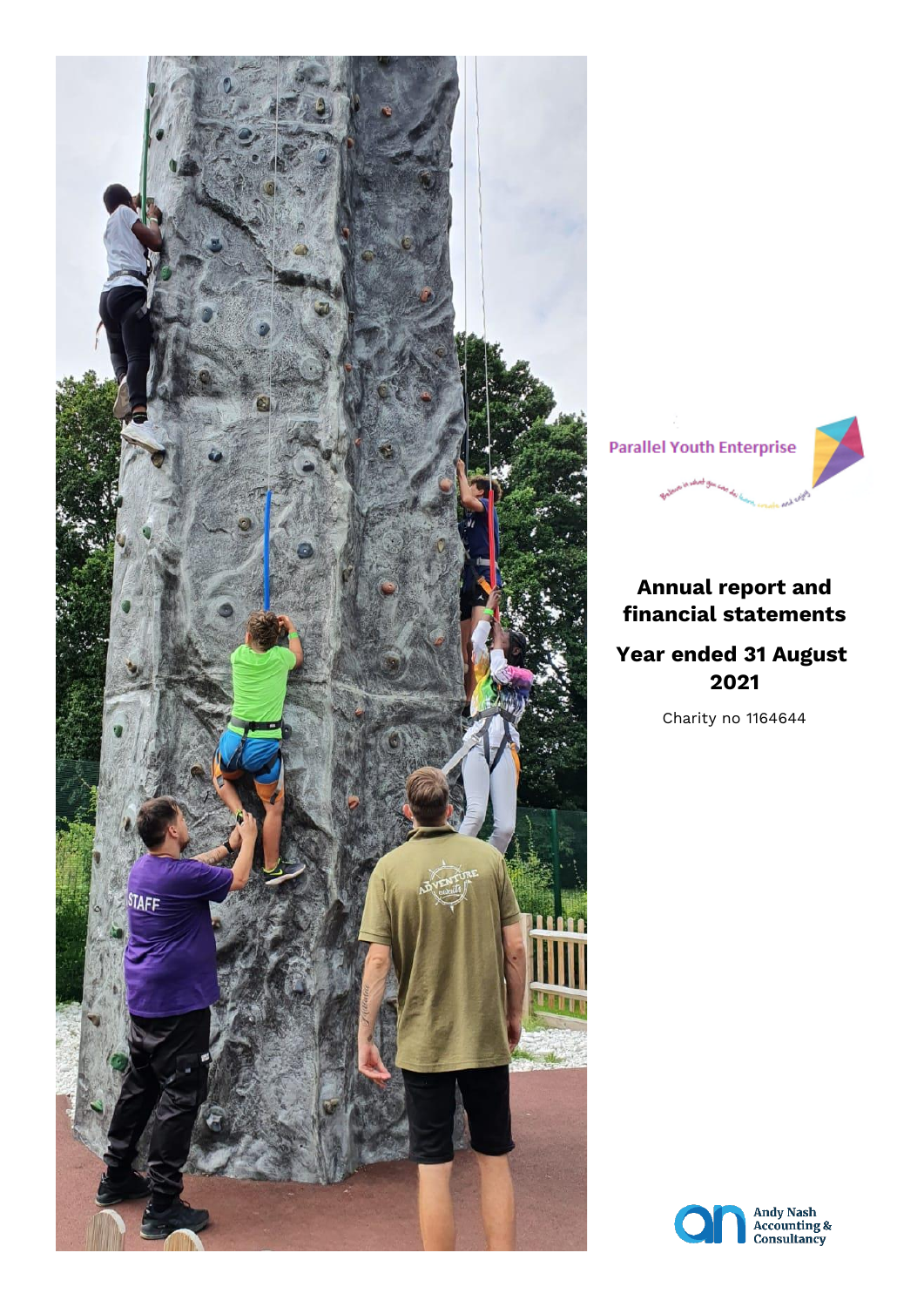Parallel Youth Enterprise

# Annual report and financial statements

## Year ended 31 August 2021

Charity no 1164644

Andy Nash Accounting & Consultancy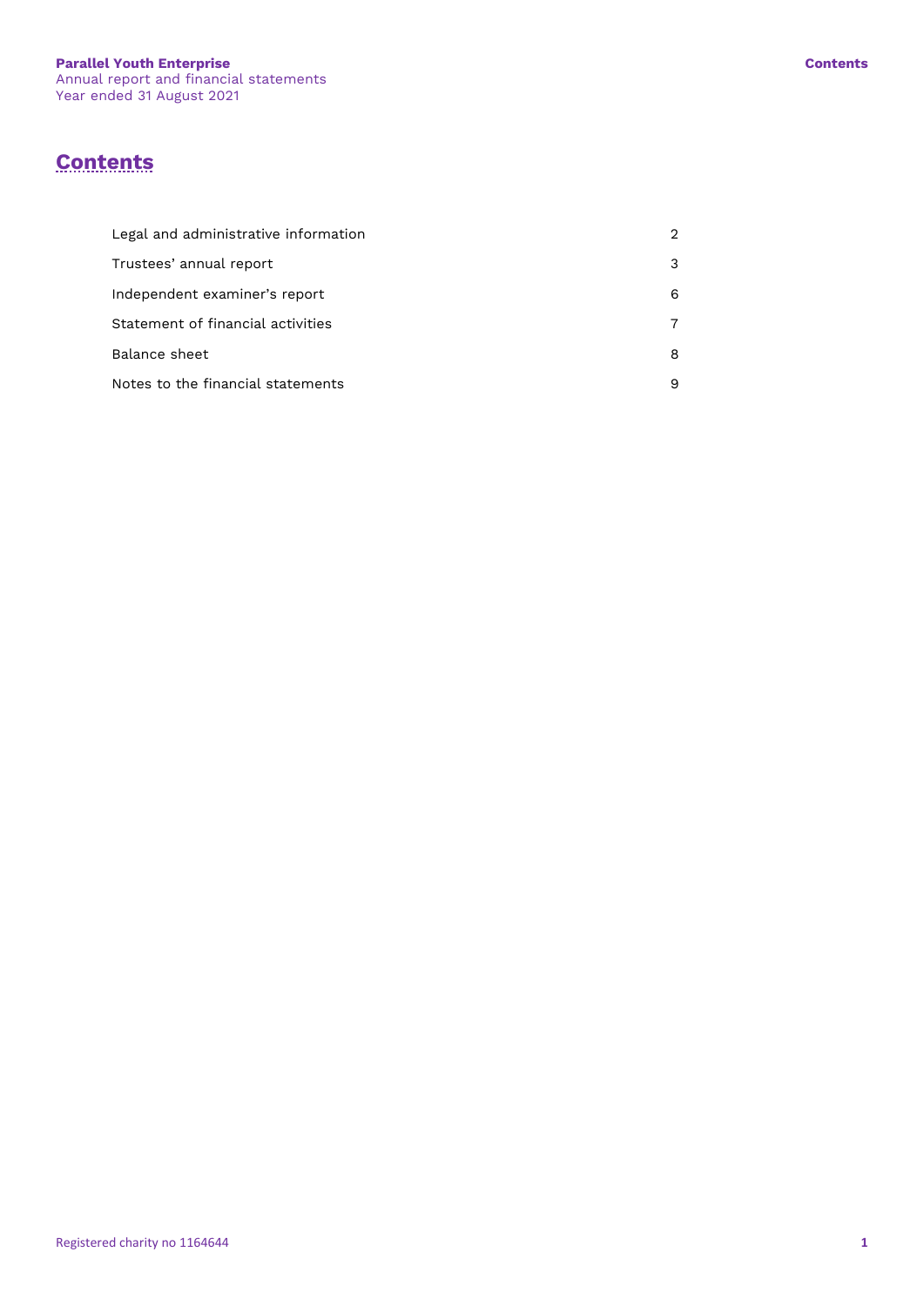# Contents

| | |
|---|---|
| Legal and administrative information | 2 |
| Trustees' annual report | 3 |
| Independent examiner's report | 6 |
| Statement of financial activities | 7 |
| Balance sheet | 8 |
| Notes to the financial statements | 9 |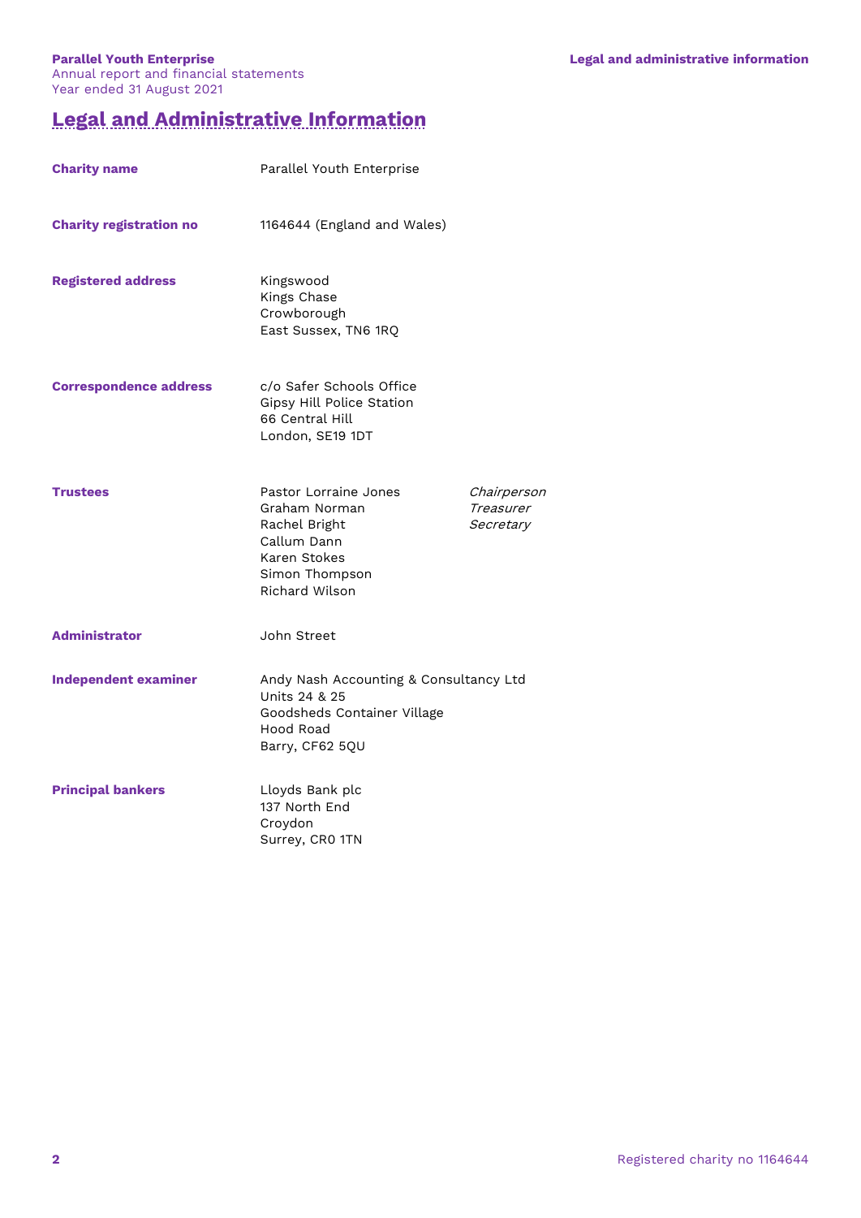# Legal and Administrative Information

**Charity name** Parallel Youth Enterprise

**Charity registration no** 1164644 (England and Wales)

**Registered address**
Kingswood
Kings Chase
Crowborough
East Sussex, TN6 1RQ

**Correspondence address**
c/o Safer Schools Office
Gipsy Hill Police Station
66 Central Hill
London, SE19 1DT

**Trustees**

| | |
|---|---|
| Pastor Lorraine Jones | *Chairperson* |
| Graham Norman | *Treasurer* |
| Rachel Bright | *Secretary* |
| Callum Dann | |
| Karen Stokes | |
| Simon Thompson | |
| Richard Wilson | |

**Administrator** John Street

**Independent examiner**
Andy Nash Accounting & Consultancy Ltd
Units 24 & 25
Goodsheds Container Village
Hood Road
Barry, CF62 5QU

**Principal bankers**
Lloyds Bank plc
137 North End
Croydon
Surrey, CR0 1TN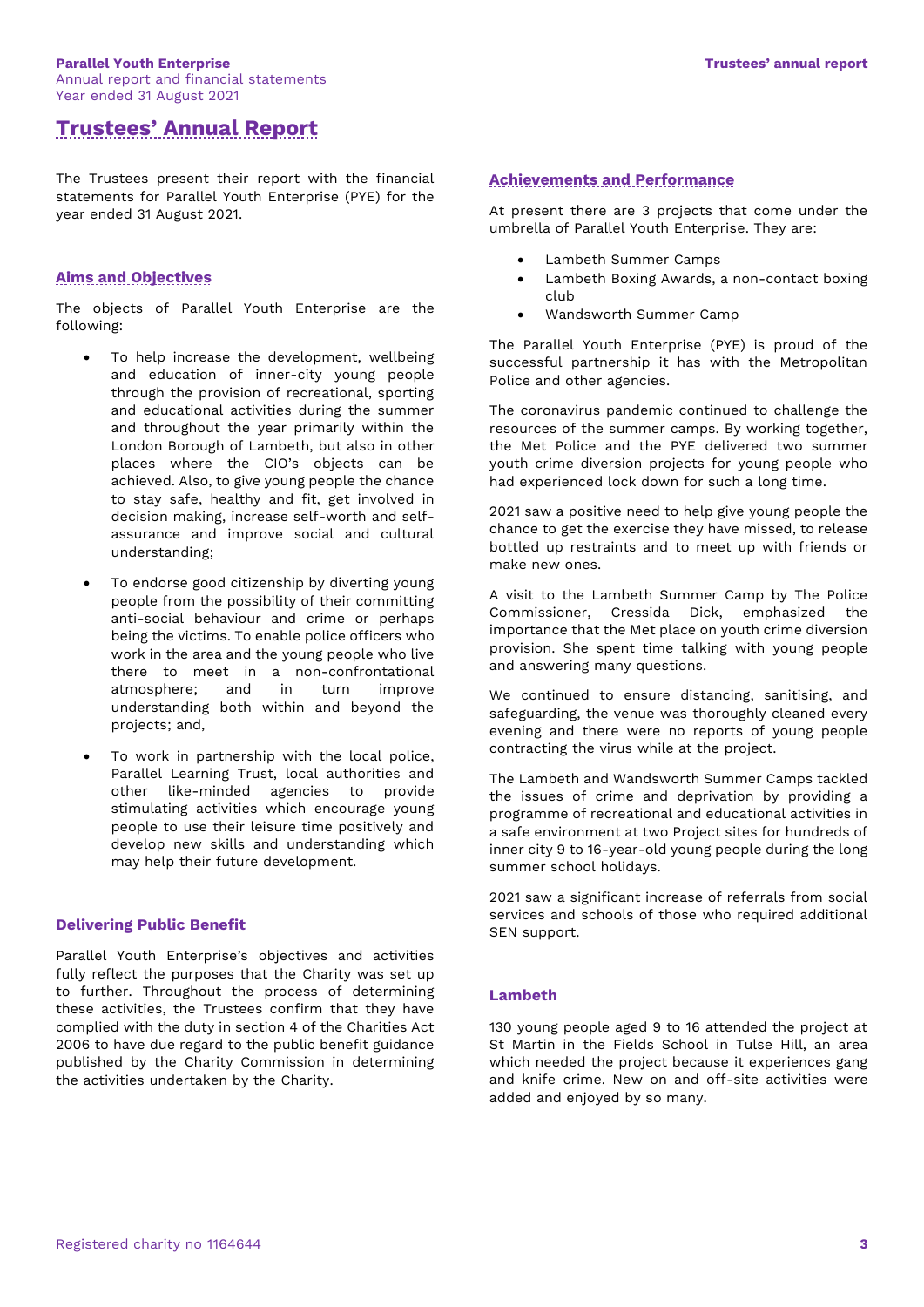# Trustees' Annual Report

The Trustees present their report with the financial statements for Parallel Youth Enterprise (PYE) for the year ended 31 August 2021.

## Aims and Objectives

The objects of Parallel Youth Enterprise are the following:

- To help increase the development, wellbeing and education of inner-city young people through the provision of recreational, sporting and educational activities during the summer and throughout the year primarily within the London Borough of Lambeth, but also in other places where the CIO's objects can be achieved. Also, to give young people the chance to stay safe, healthy and fit, get involved in decision making, increase self-worth and self-assurance and improve social and cultural understanding;
- To endorse good citizenship by diverting young people from the possibility of their committing anti-social behaviour and crime or perhaps being the victims. To enable police officers who work in the area and the young people who live there to meet in a non-confrontational atmosphere; and in turn improve understanding both within and beyond the projects; and,
- To work in partnership with the local police, Parallel Learning Trust, local authorities and other like-minded agencies to provide stimulating activities which encourage young people to use their leisure time positively and develop new skills and understanding which may help their future development.

## Delivering Public Benefit

Parallel Youth Enterprise's objectives and activities fully reflect the purposes that the Charity was set up to further. Throughout the process of determining these activities, the Trustees confirm that they have complied with the duty in section 4 of the Charities Act 2006 to have due regard to the public benefit guidance published by the Charity Commission in determining the activities undertaken by the Charity.

## Achievements and Performance

At present there are 3 projects that come under the umbrella of Parallel Youth Enterprise. They are:

- Lambeth Summer Camps
- Lambeth Boxing Awards, a non-contact boxing club
- Wandsworth Summer Camp

The Parallel Youth Enterprise (PYE) is proud of the successful partnership it has with the Metropolitan Police and other agencies.

The coronavirus pandemic continued to challenge the resources of the summer camps. By working together, the Met Police and the PYE delivered two summer youth crime diversion projects for young people who had experienced lock down for such a long time.

2021 saw a positive need to help give young people the chance to get the exercise they have missed, to release bottled up restraints and to meet up with friends or make new ones.

A visit to the Lambeth Summer Camp by The Police Commissioner, Cressida Dick, emphasized the importance that the Met place on youth crime diversion provision. She spent time talking with young people and answering many questions.

We continued to ensure distancing, sanitising, and safeguarding, the venue was thoroughly cleaned every evening and there were no reports of young people contracting the virus while at the project.

The Lambeth and Wandsworth Summer Camps tackled the issues of crime and deprivation by providing a programme of recreational and educational activities in a safe environment at two Project sites for hundreds of inner city 9 to 16-year-old young people during the long summer school holidays.

2021 saw a significant increase of referrals from social services and schools of those who required additional SEN support.

### Lambeth

130 young people aged 9 to 16 attended the project at St Martin in the Fields School in Tulse Hill, an area which needed the project because it experiences gang and knife crime. New on and off-site activities were added and enjoyed by so many.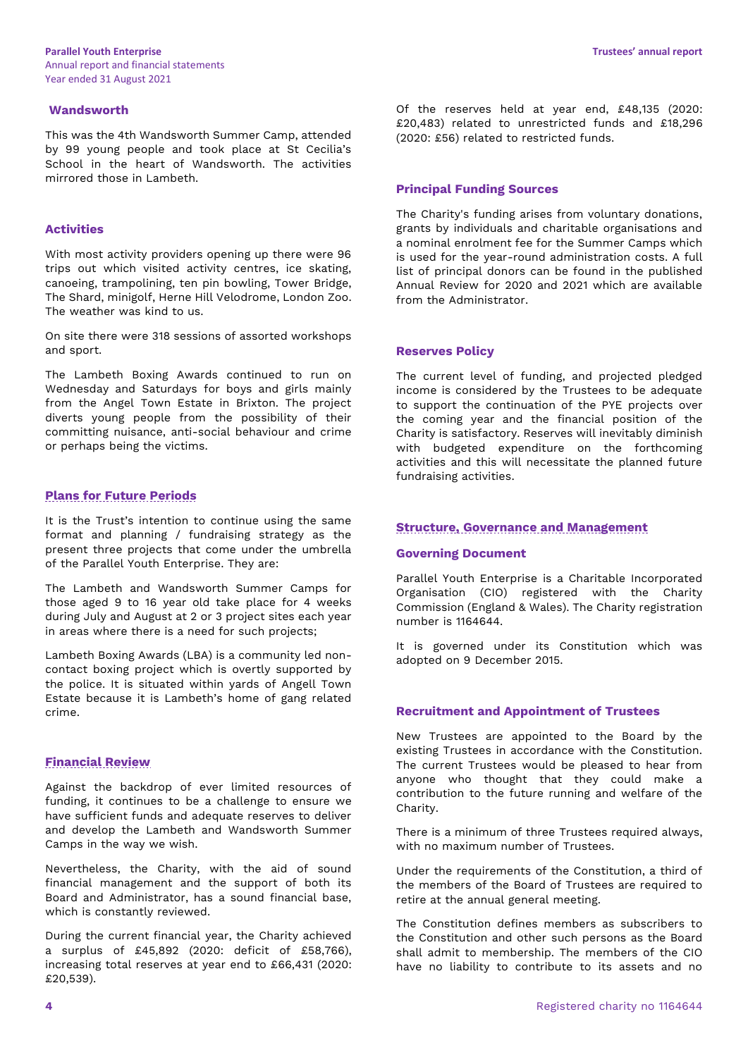### Wandsworth

This was the 4th Wandsworth Summer Camp, attended by 99 young people and took place at St Cecilia's School in the heart of Wandsworth. The activities mirrored those in Lambeth.

### Activities

With most activity providers opening up there were 96 trips out which visited activity centres, ice skating, canoeing, trampolining, ten pin bowling, Tower Bridge, The Shard, minigolf, Herne Hill Velodrome, London Zoo. The weather was kind to us.

On site there were 318 sessions of assorted workshops and sport.

The Lambeth Boxing Awards continued to run on Wednesday and Saturdays for boys and girls mainly from the Angel Town Estate in Brixton. The project diverts young people from the possibility of their committing nuisance, anti-social behaviour and crime or perhaps being the victims.

## Plans for Future Periods

It is the Trust's intention to continue using the same format and planning / fundraising strategy as the present three projects that come under the umbrella of the Parallel Youth Enterprise. They are:

The Lambeth and Wandsworth Summer Camps for those aged 9 to 16 year old take place for 4 weeks during July and August at 2 or 3 project sites each year in areas where there is a need for such projects;

Lambeth Boxing Awards (LBA) is a community led non-contact boxing project which is overtly supported by the police. It is situated within yards of Angell Town Estate because it is Lambeth's home of gang related crime.

## Financial Review

Against the backdrop of ever limited resources of funding, it continues to be a challenge to ensure we have sufficient funds and adequate reserves to deliver and develop the Lambeth and Wandsworth Summer Camps in the way we wish.

Nevertheless, the Charity, with the aid of sound financial management and the support of both its Board and Administrator, has a sound financial base, which is constantly reviewed.

During the current financial year, the Charity achieved a surplus of £45,892 (2020: deficit of £58,766), increasing total reserves at year end to £66,431 (2020: £20,539).

Of the reserves held at year end, £48,135 (2020: £20,483) related to unrestricted funds and £18,296 (2020: £56) related to restricted funds.

### Principal Funding Sources

The Charity's funding arises from voluntary donations, grants by individuals and charitable organisations and a nominal enrolment fee for the Summer Camps which is used for the year-round administration costs. A full list of principal donors can be found in the published Annual Review for 2020 and 2021 which are available from the Administrator.

### Reserves Policy

The current level of funding, and projected pledged income is considered by the Trustees to be adequate to support the continuation of the PYE projects over the coming year and the financial position of the Charity is satisfactory. Reserves will inevitably diminish with budgeted expenditure on the forthcoming activities and this will necessitate the planned future fundraising activities.

## Structure, Governance and Management

### Governing Document

Parallel Youth Enterprise is a Charitable Incorporated Organisation (CIO) registered with the Charity Commission (England & Wales). The Charity registration number is 1164644.

It is governed under its Constitution which was adopted on 9 December 2015.

### Recruitment and Appointment of Trustees

New Trustees are appointed to the Board by the existing Trustees in accordance with the Constitution. The current Trustees would be pleased to hear from anyone who thought that they could make a contribution to the future running and welfare of the Charity.

There is a minimum of three Trustees required always, with no maximum number of Trustees.

Under the requirements of the Constitution, a third of the members of the Board of Trustees are required to retire at the annual general meeting.

The Constitution defines members as subscribers to the Constitution and other such persons as the Board shall admit to membership. The members of the CIO have no liability to contribute to its assets and no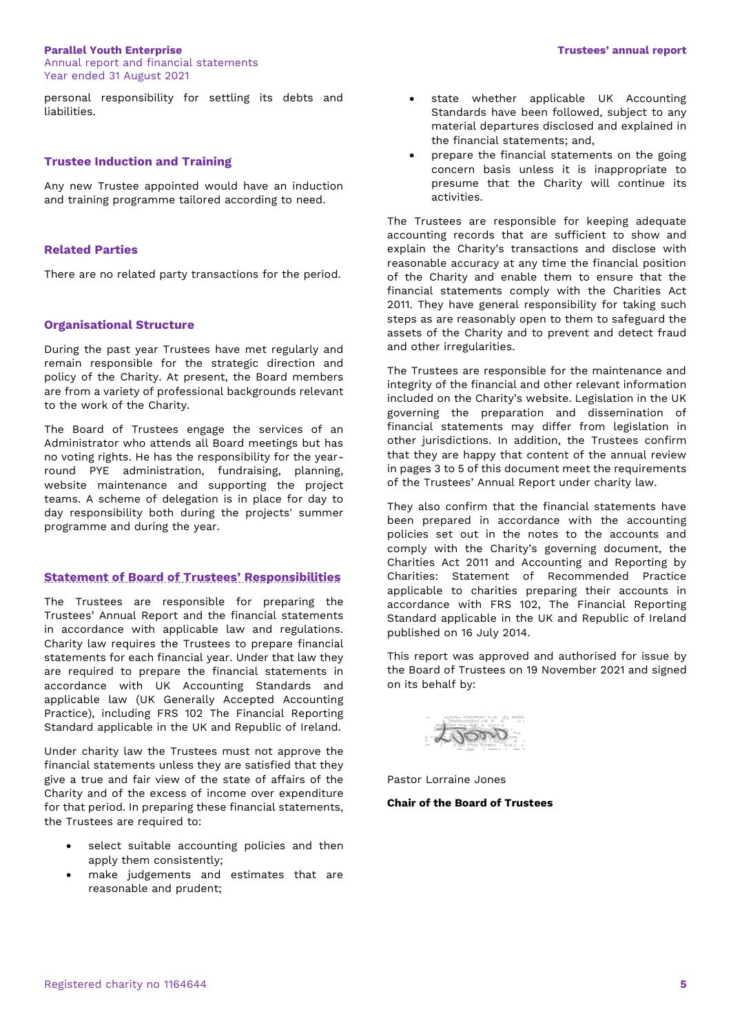personal responsibility for settling its debts and liabilities.

## Trustee Induction and Training

Any new Trustee appointed would have an induction and training programme tailored according to need.

## Related Parties

There are no related party transactions for the period.

## Organisational Structure

During the past year Trustees have met regularly and remain responsible for the strategic direction and policy of the Charity. At present, the Board members are from a variety of professional backgrounds relevant to the work of the Charity.

The Board of Trustees engage the services of an Administrator who attends all Board meetings but has no voting rights. He has the responsibility for the year-round PYE administration, fundraising, planning, website maintenance and supporting the project teams. A scheme of delegation is in place for day to day responsibility both during the projects' summer programme and during the year.

## Statement of Board of Trustees' Responsibilities

The Trustees are responsible for preparing the Trustees' Annual Report and the financial statements in accordance with applicable law and regulations. Charity law requires the Trustees to prepare financial statements for each financial year. Under that law they are required to prepare the financial statements in accordance with UK Accounting Standards and applicable law (UK Generally Accepted Accounting Practice), including FRS 102 The Financial Reporting Standard applicable in the UK and Republic of Ireland.

Under charity law the Trustees must not approve the financial statements unless they are satisfied that they give a true and fair view of the state of affairs of the Charity and of the excess of income over expenditure for that period. In preparing these financial statements, the Trustees are required to:

- select suitable accounting policies and then apply them consistently;
- make judgements and estimates that are reasonable and prudent;
- state whether applicable UK Accounting Standards have been followed, subject to any material departures disclosed and explained in the financial statements; and,
- prepare the financial statements on the going concern basis unless it is inappropriate to presume that the Charity will continue its activities.

The Trustees are responsible for keeping adequate accounting records that are sufficient to show and explain the Charity's transactions and disclose with reasonable accuracy at any time the financial position of the Charity and enable them to ensure that the financial statements comply with the Charities Act 2011. They have general responsibility for taking such steps as are reasonably open to them to safeguard the assets of the Charity and to prevent and detect fraud and other irregularities.

The Trustees are responsible for the maintenance and integrity of the financial and other relevant information included on the Charity's website. Legislation in the UK governing the preparation and dissemination of financial statements may differ from legislation in other jurisdictions. In addition, the Trustees confirm that they are happy that content of the annual review in pages 3 to 5 of this document meet the requirements of the Trustees' Annual Report under charity law.

They also confirm that the financial statements have been prepared in accordance with the accounting policies set out in the notes to the accounts and comply with the Charity's governing document, the Charities Act 2011 and Accounting and Reporting by Charities: Statement of Recommended Practice applicable to charities preparing their accounts in accordance with FRS 102, The Financial Reporting Standard applicable in the UK and Republic of Ireland published on 16 July 2014.

This report was approved and authorised for issue by the Board of Trustees on 19 November 2021 and signed on its behalf by:

Pastor Lorraine Jones

**Chair of the Board of Trustees**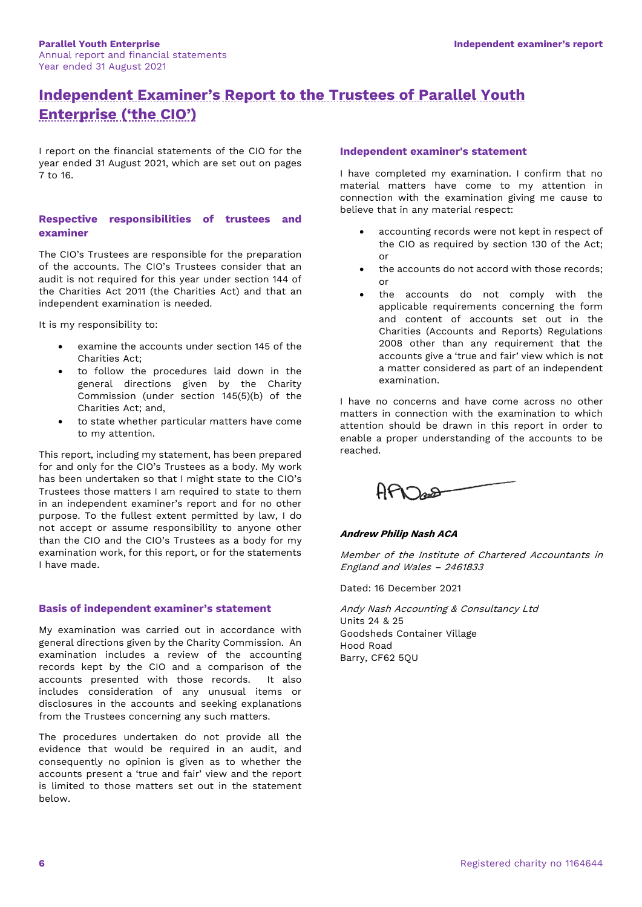# Independent Examiner's Report to the Trustees of Parallel Youth Enterprise ('the CIO')

I report on the financial statements of the CIO for the year ended 31 August 2021, which are set out on pages 7 to 16.

### Respective responsibilities of trustees and examiner

The CIO's Trustees are responsible for the preparation of the accounts. The CIO's Trustees consider that an audit is not required for this year under section 144 of the Charities Act 2011 (the Charities Act) and that an independent examination is needed.

It is my responsibility to:

- examine the accounts under section 145 of the Charities Act;
- to follow the procedures laid down in the general directions given by the Charity Commission (under section 145(5)(b) of the Charities Act; and,
- to state whether particular matters have come to my attention.

This report, including my statement, has been prepared for and only for the CIO's Trustees as a body. My work has been undertaken so that I might state to the CIO's Trustees those matters I am required to state to them in an independent examiner's report and for no other purpose. To the fullest extent permitted by law, I do not accept or assume responsibility to anyone other than the CIO and the CIO's Trustees as a body for my examination work, for this report, or for the statements I have made.

### Basis of independent examiner's statement

My examination was carried out in accordance with general directions given by the Charity Commission. An examination includes a review of the accounting records kept by the CIO and a comparison of the accounts presented with those records. It also includes consideration of any unusual items or disclosures in the accounts and seeking explanations from the Trustees concerning any such matters.

The procedures undertaken do not provide all the evidence that would be required in an audit, and consequently no opinion is given as to whether the accounts present a 'true and fair' view and the report is limited to those matters set out in the statement below.

### Independent examiner's statement

I have completed my examination. I confirm that no material matters have come to my attention in connection with the examination giving me cause to believe that in any material respect:

- accounting records were not kept in respect of the CIO as required by section 130 of the Act; or
- the accounts do not accord with those records; or
- the accounts do not comply with the applicable requirements concerning the form and content of accounts set out in the Charities (Accounts and Reports) Regulations 2008 other than any requirement that the accounts give a 'true and fair' view which is not a matter considered as part of an independent examination.

I have no concerns and have come across no other matters in connection with the examination to which attention should be drawn in this report in order to enable a proper understanding of the accounts to be reached.

***Andrew Philip Nash ACA***

*Member of the Institute of Chartered Accountants in England and Wales – 2461833*

Dated: 16 December 2021

*Andy Nash Accounting & Consultancy Ltd*
Units 24 & 25
Goodsheds Container Village
Hood Road
Barry, CF62 5QU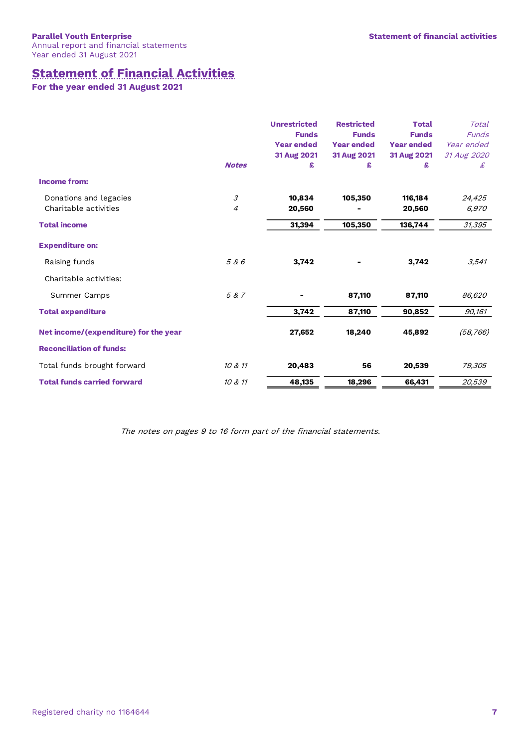# Statement of Financial Activities

**For the year ended 31 August 2021**

| | Notes | Unrestricted Funds Year ended 31 Aug 2021 £ | Restricted Funds Year ended 31 Aug 2021 £ | Total Funds Year ended 31 Aug 2021 £ | *Total Funds Year ended 31 Aug 2020 £* |
|---|---|---|---|---|---|
| **Income from:** | | | | | |
| Donations and legacies | *3* | **10,834** | **105,350** | **116,184** | *24,425* |
| Charitable activities | *4* | **20,560** | **-** | **20,560** | *6,970* |
| **Total income** | | **31,394** | **105,350** | **136,744** | *31,395* |
| **Expenditure on:** | | | | | |
| Raising funds | *5 & 6* | **3,742** | **-** | **3,742** | *3,541* |
| Charitable activities: | | | | | |
| Summer Camps | *5 & 7* | **-** | **87,110** | **87,110** | *86,620* |
| **Total expenditure** | | **3,742** | **87,110** | **90,852** | *90,161* |
| **Net income/(expenditure) for the year** | | **27,652** | **18,240** | **45,892** | *(58,766)* |
| **Reconciliation of funds:** | | | | | |
| Total funds brought forward | *10 & 11* | **20,483** | **56** | **20,539** | *79,305* |
| **Total funds carried forward** | *10 & 11* | **48,135** | **18,296** | **66,431** | *20,539* |

*The notes on pages 9 to 16 form part of the financial statements.*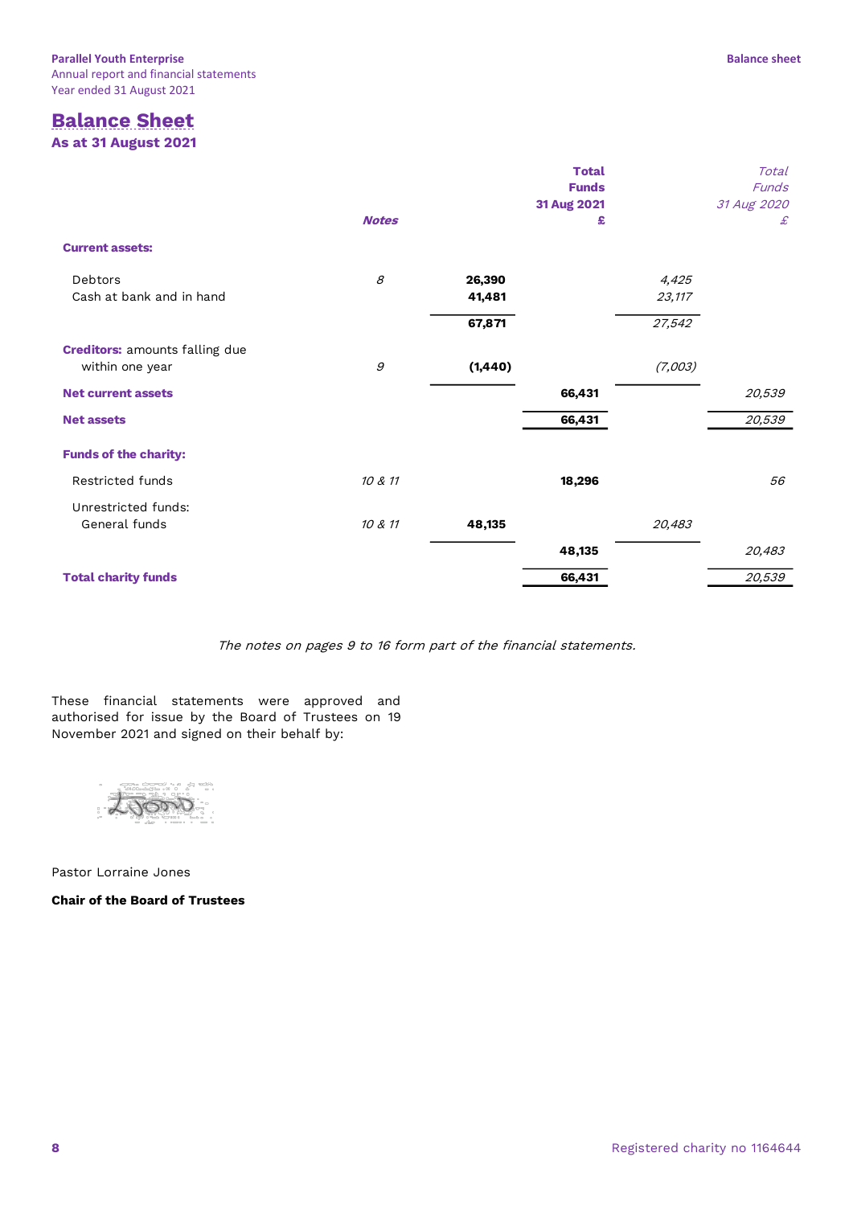# Balance Sheet

**As at 31 August 2021**

| | Notes | | Total Funds 31 Aug 2021 £ | | *Total Funds 31 Aug 2020 £* |
|---|---|---|---|---|---|
| **Current assets:** | | | | | |
| Debtors | *8* | **26,390** | | *4,425* | |
| Cash at bank and in hand | | **41,481** | | *23,117* | |
| | | **67,871** | | *27,542* | |
| **Creditors:** amounts falling due within one year | *9* | **(1,440)** | | *(7,003)* | |
| **Net current assets** | | | **66,431** | | *20,539* |
| **Net assets** | | | **66,431** | | *20,539* |
| **Funds of the charity:** | | | | | |
| Restricted funds | *10 & 11* | | **18,296** | | *56* |
| Unrestricted funds: General funds | *10 & 11* | **48,135** | | *20,483* | |
| | | | **48,135** | | *20,483* |
| **Total charity funds** | | | **66,431** | | *20,539* |

*The notes on pages 9 to 16 form part of the financial statements.*

These financial statements were approved and authorised for issue by the Board of Trustees on 19 November 2021 and signed on their behalf by:

Pastor Lorraine Jones

**Chair of the Board of Trustees**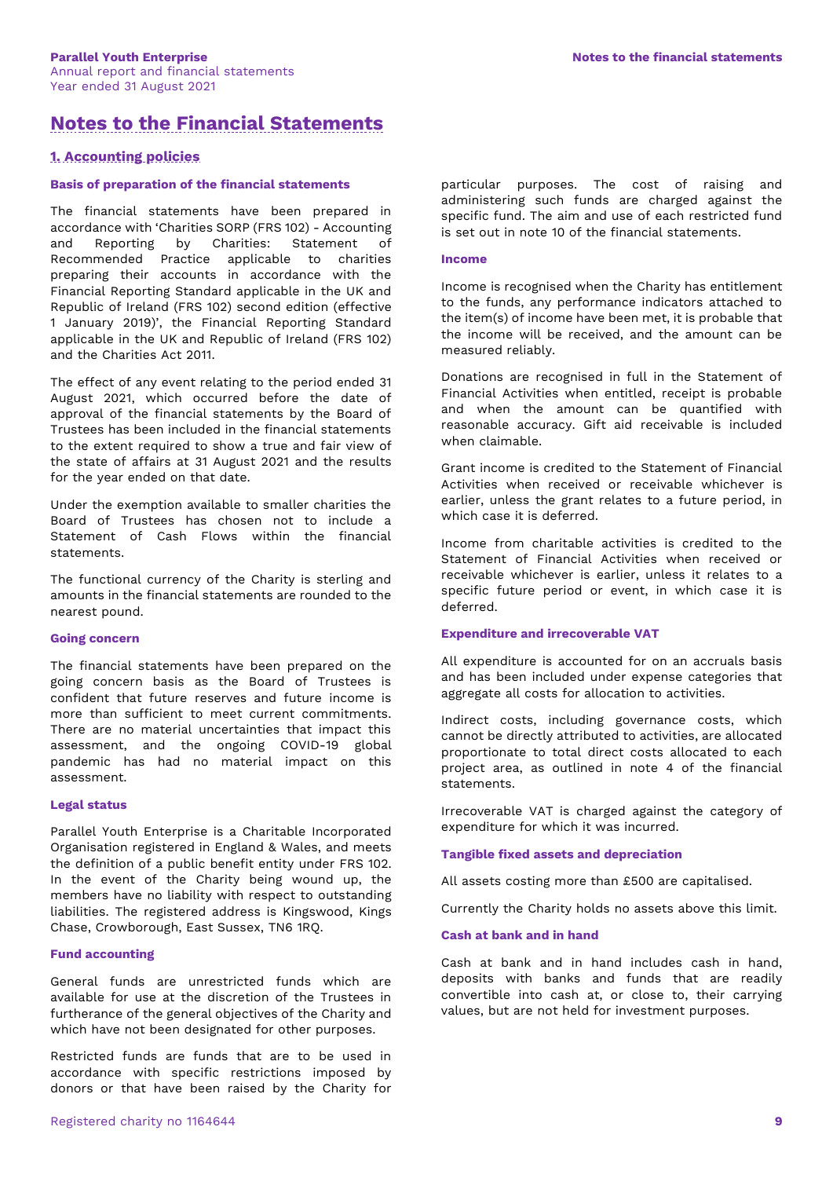# Notes to the Financial Statements

## 1. Accounting policies

### Basis of preparation of the financial statements

The financial statements have been prepared in accordance with 'Charities SORP (FRS 102) - Accounting and Reporting by Charities: Statement of Recommended Practice applicable to charities preparing their accounts in accordance with the Financial Reporting Standard applicable in the UK and Republic of Ireland (FRS 102) second edition (effective 1 January 2019)', the Financial Reporting Standard applicable in the UK and Republic of Ireland (FRS 102) and the Charities Act 2011.

The effect of any event relating to the period ended 31 August 2021, which occurred before the date of approval of the financial statements by the Board of Trustees has been included in the financial statements to the extent required to show a true and fair view of the state of affairs at 31 August 2021 and the results for the year ended on that date.

Under the exemption available to smaller charities the Board of Trustees has chosen not to include a Statement of Cash Flows within the financial statements.

The functional currency of the Charity is sterling and amounts in the financial statements are rounded to the nearest pound.

### Going concern

The financial statements have been prepared on the going concern basis as the Board of Trustees is confident that future reserves and future income is more than sufficient to meet current commitments. There are no material uncertainties that impact this assessment, and the ongoing COVID-19 global pandemic has had no material impact on this assessment.

### Legal status

Parallel Youth Enterprise is a Charitable Incorporated Organisation registered in England & Wales, and meets the definition of a public benefit entity under FRS 102. In the event of the Charity being wound up, the members have no liability with respect to outstanding liabilities. The registered address is Kingswood, Kings Chase, Crowborough, East Sussex, TN6 1RQ.

### Fund accounting

General funds are unrestricted funds which are available for use at the discretion of the Trustees in furtherance of the general objectives of the Charity and which have not been designated for other purposes.

Restricted funds are funds that are to be used in accordance with specific restrictions imposed by donors or that have been raised by the Charity for particular purposes. The cost of raising and administering such funds are charged against the specific fund. The aim and use of each restricted fund is set out in note 10 of the financial statements.

### Income

Income is recognised when the Charity has entitlement to the funds, any performance indicators attached to the item(s) of income have been met, it is probable that the income will be received, and the amount can be measured reliably.

Donations are recognised in full in the Statement of Financial Activities when entitled, receipt is probable and when the amount can be quantified with reasonable accuracy. Gift aid receivable is included when claimable.

Grant income is credited to the Statement of Financial Activities when received or receivable whichever is earlier, unless the grant relates to a future period, in which case it is deferred.

Income from charitable activities is credited to the Statement of Financial Activities when received or receivable whichever is earlier, unless it relates to a specific future period or event, in which case it is deferred.

### Expenditure and irrecoverable VAT

All expenditure is accounted for on an accruals basis and has been included under expense categories that aggregate all costs for allocation to activities.

Indirect costs, including governance costs, which cannot be directly attributed to activities, are allocated proportionate to total direct costs allocated to each project area, as outlined in note 4 of the financial statements.

Irrecoverable VAT is charged against the category of expenditure for which it was incurred.

### Tangible fixed assets and depreciation

All assets costing more than £500 are capitalised.

Currently the Charity holds no assets above this limit.

### Cash at bank and in hand

Cash at bank and in hand includes cash in hand, deposits with banks and funds that are readily convertible into cash at, or close to, their carrying values, but are not held for investment purposes.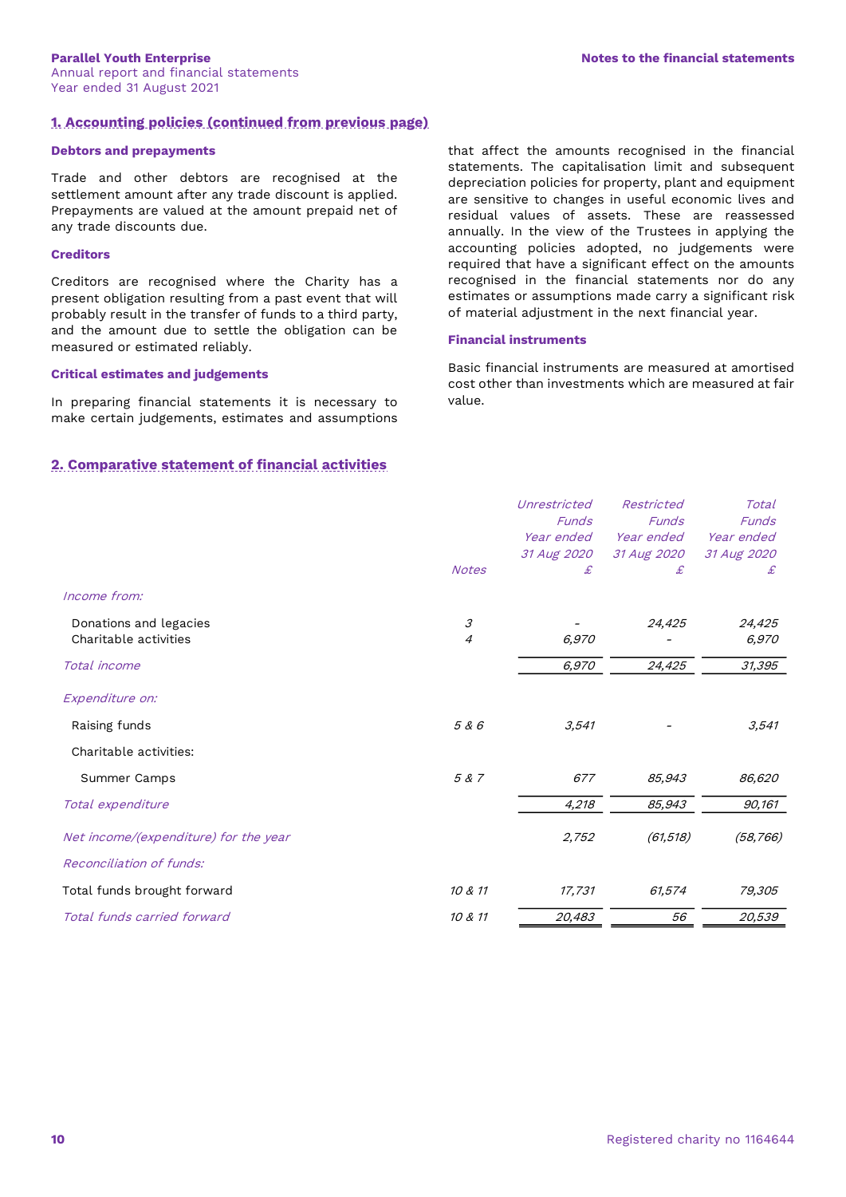## 1. Accounting policies (continued from previous page)

### Debtors and prepayments

Trade and other debtors are recognised at the settlement amount after any trade discount is applied. Prepayments are valued at the amount prepaid net of any trade discounts due.

### Creditors

Creditors are recognised where the Charity has a present obligation resulting from a past event that will probably result in the transfer of funds to a third party, and the amount due to settle the obligation can be measured or estimated reliably.

### Critical estimates and judgements

In preparing financial statements it is necessary to make certain judgements, estimates and assumptions that affect the amounts recognised in the financial statements. The capitalisation limit and subsequent depreciation policies for property, plant and equipment are sensitive to changes in useful economic lives and residual values of assets. These are reassessed annually. In the view of the Trustees in applying the accounting policies adopted, no judgements were required that have a significant effect on the amounts recognised in the financial statements nor do any estimates or assumptions made carry a significant risk of material adjustment in the next financial year.

### Financial instruments

Basic financial instruments are measured at amortised cost other than investments which are measured at fair value.

## 2. Comparative statement of financial activities

| | Notes | *Unrestricted Funds Year ended 31 Aug 2020 £* | *Restricted Funds Year ended 31 Aug 2020 £* | *Total Funds Year ended 31 Aug 2020 £* |
|---|---|---|---|---|
| *Income from:* | | | | |
| Donations and legacies | *3* | *-* | *24,425* | *24,425* |
| Charitable activities | *4* | *6,970* | *-* | *6,970* |
| *Total income* | | *6,970* | *24,425* | *31,395* |
| *Expenditure on:* | | | | |
| Raising funds | *5 & 6* | *3,541* | *-* | *3,541* |
| Charitable activities: | | | | |
| Summer Camps | *5 & 7* | *677* | *85,943* | *86,620* |
| *Total expenditure* | | *4,218* | *85,943* | *90,161* |
| *Net income/(expenditure) for the year* | | *2,752* | *(61,518)* | *(58,766)* |
| *Reconciliation of funds:* | | | | |
| Total funds brought forward | *10 & 11* | *17,731* | *61,574* | *79,305* |
| *Total funds carried forward* | *10 & 11* | *20,483* | *56* | *20,539* |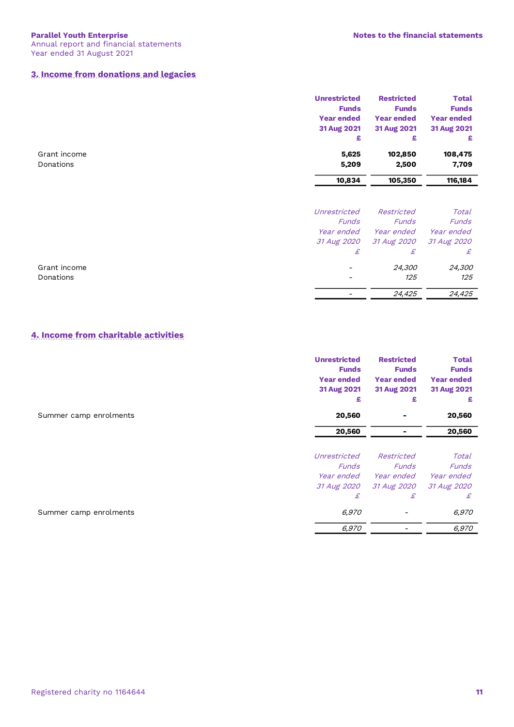## 3. Income from donations and legacies

| | Unrestricted Funds Year ended 31 Aug 2021 £ | Restricted Funds Year ended 31 Aug 2021 £ | Total Funds Year ended 31 Aug 2021 £ |
|---|---|---|---|
| Grant income | **5,625** | **102,850** | **108,475** |
| Donations | **5,209** | **2,500** | **7,709** |
| | **10,834** | **105,350** | **116,184** |

| | *Unrestricted Funds Year ended 31 Aug 2020 £* | *Restricted Funds Year ended 31 Aug 2020 £* | *Total Funds Year ended 31 Aug 2020 £* |
|---|---|---|---|
| Grant income | *-* | *24,300* | *24,300* |
| Donations | *-* | *125* | *125* |
| | *-* | *24,425* | *24,425* |

## 4. Income from charitable activities

| | Unrestricted Funds Year ended 31 Aug 2021 £ | Restricted Funds Year ended 31 Aug 2021 £ | Total Funds Year ended 31 Aug 2021 £ |
|---|---|---|---|
| Summer camp enrolments | **20,560** | **-** | **20,560** |
| | **20,560** | **-** | **20,560** |

| | *Unrestricted Funds Year ended 31 Aug 2020 £* | *Restricted Funds Year ended 31 Aug 2020 £* | *Total Funds Year ended 31 Aug 2020 £* |
|---|---|---|---|
| Summer camp enrolments | *6,970* | *-* | *6,970* |
| | *6,970* | *-* | *6,970* |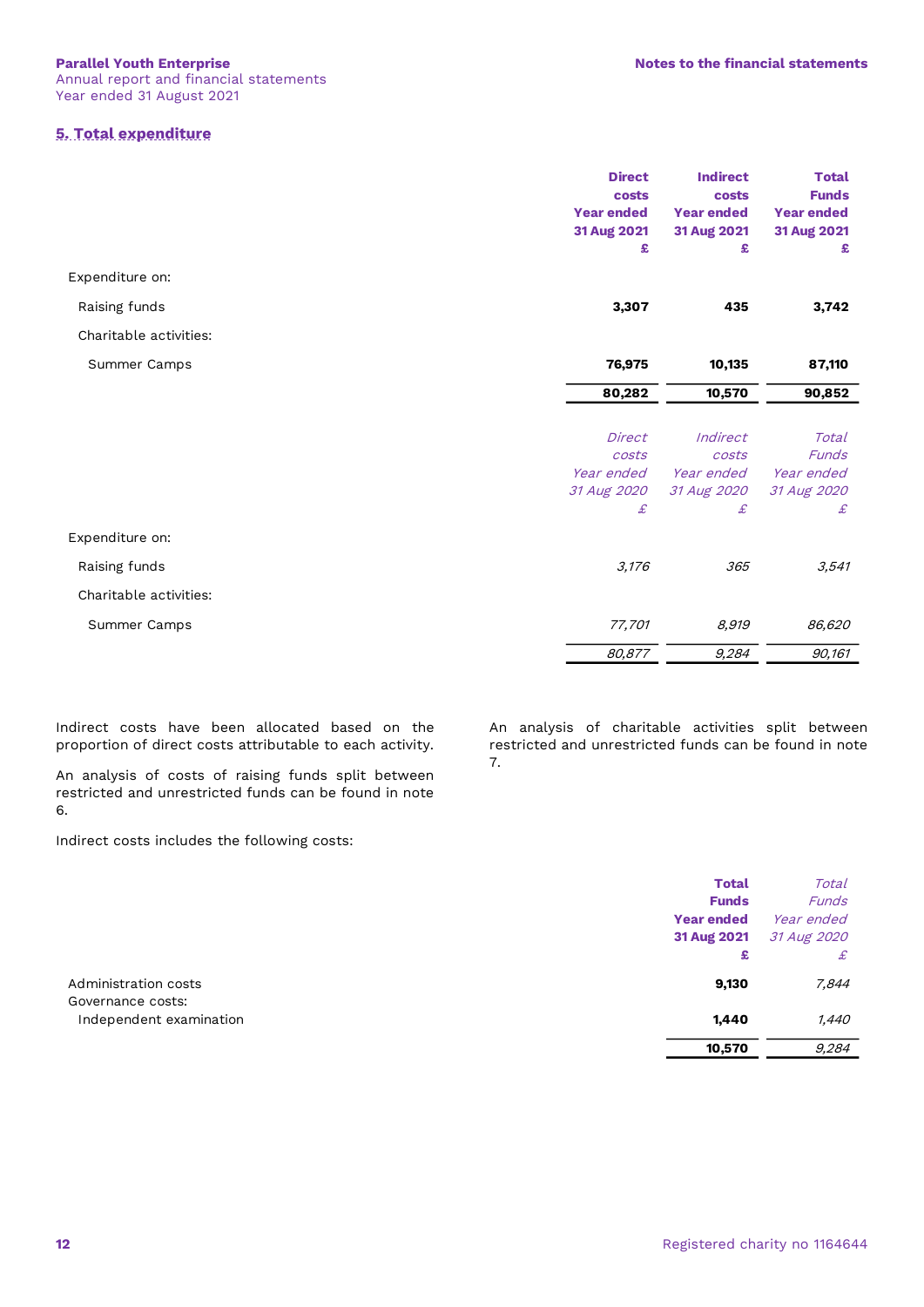## 5. Total expenditure

| | Direct costs Year ended 31 Aug 2021 £ | Indirect costs Year ended 31 Aug 2021 £ | Total Funds Year ended 31 Aug 2021 £ |
|---|---|---|---|
| Expenditure on: | | | |
| Raising funds | **3,307** | **435** | **3,742** |
| Charitable activities: | | | |
| Summer Camps | **76,975** | **10,135** | **87,110** |
| | **80,282** | **10,570** | **90,852** |

| | *Direct costs Year ended 31 Aug 2020 £* | *Indirect costs Year ended 31 Aug 2020 £* | *Total Funds Year ended 31 Aug 2020 £* |
|---|---|---|---|
| Expenditure on: | | | |
| Raising funds | *3,176* | *365* | *3,541* |
| Charitable activities: | | | |
| Summer Camps | *77,701* | *8,919* | *86,620* |
| | *80,877* | *9,284* | *90,161* |

Indirect costs have been allocated based on the proportion of direct costs attributable to each activity.

An analysis of costs of raising funds split between restricted and unrestricted funds can be found in note 6.

Indirect costs includes the following costs:

An analysis of charitable activities split between restricted and unrestricted funds can be found in note 7.

| | Total Funds Year ended 31 Aug 2021 £ | *Total Funds Year ended 31 Aug 2020 £* |
|---|---|---|
| Administration costs | **9,130** | *7,844* |
| Governance costs: | | |
| Independent examination | **1,440** | *1,440* |
| | **10,570** | *9,284* |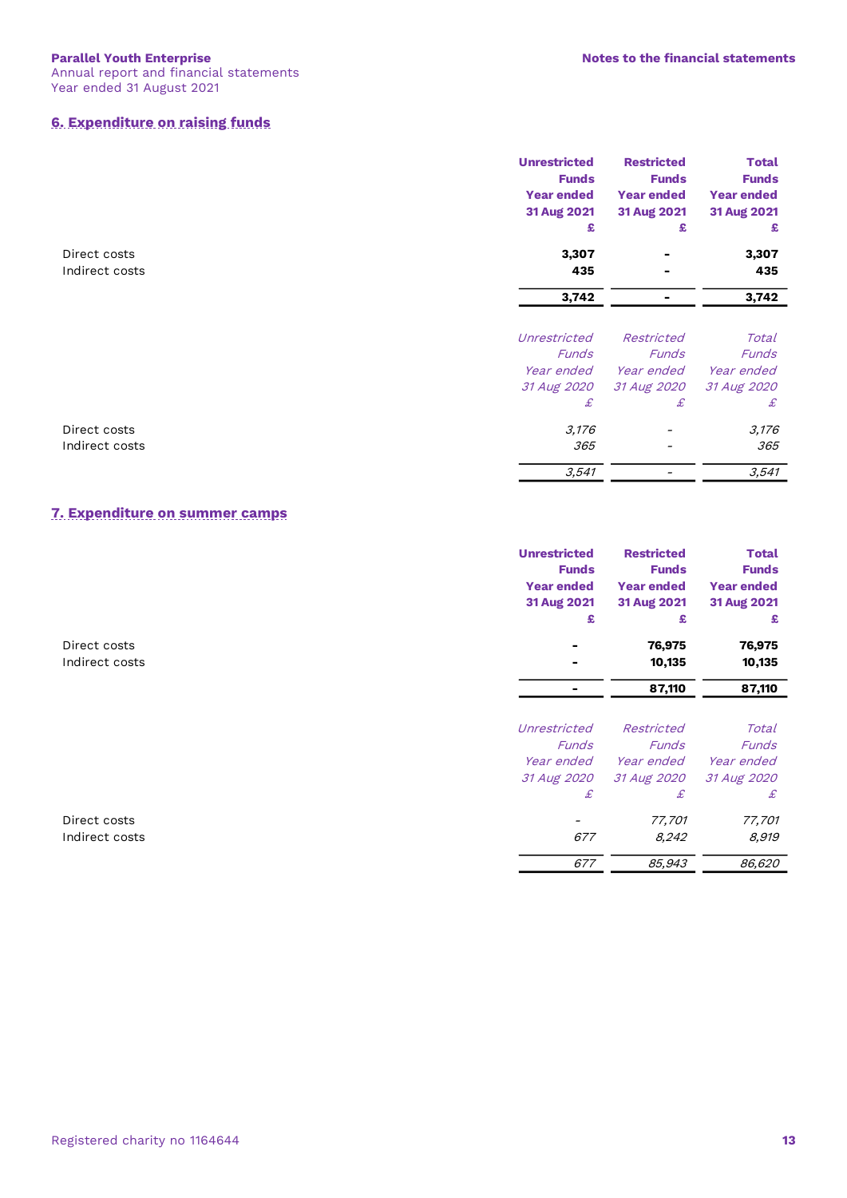## 6. Expenditure on raising funds

| | Unrestricted Funds Year ended 31 Aug 2021 £ | Restricted Funds Year ended 31 Aug 2021 £ | Total Funds Year ended 31 Aug 2021 £ |
|---|---|---|---|
| Direct costs | **3,307** | **-** | **3,307** |
| Indirect costs | **435** | **-** | **435** |
| | **3,742** | **-** | **3,742** |

| | *Unrestricted Funds Year ended 31 Aug 2020 £* | *Restricted Funds Year ended 31 Aug 2020 £* | *Total Funds Year ended 31 Aug 2020 £* |
|---|---|---|---|
| Direct costs | *3,176* | *-* | *3,176* |
| Indirect costs | *365* | *-* | *365* |
| | *3,541* | *-* | *3,541* |

## 7. Expenditure on summer camps

| | Unrestricted Funds Year ended 31 Aug 2021 £ | Restricted Funds Year ended 31 Aug 2021 £ | Total Funds Year ended 31 Aug 2021 £ |
|---|---|---|---|
| Direct costs | **-** | **76,975** | **76,975** |
| Indirect costs | **-** | **10,135** | **10,135** |
| | **-** | **87,110** | **87,110** |

| | *Unrestricted Funds Year ended 31 Aug 2020 £* | *Restricted Funds Year ended 31 Aug 2020 £* | *Total Funds Year ended 31 Aug 2020 £* |
|---|---|---|---|
| Direct costs | *-* | *77,701* | *77,701* |
| Indirect costs | *677* | *8,242* | *8,919* |
| | *677* | *85,943* | *86,620* |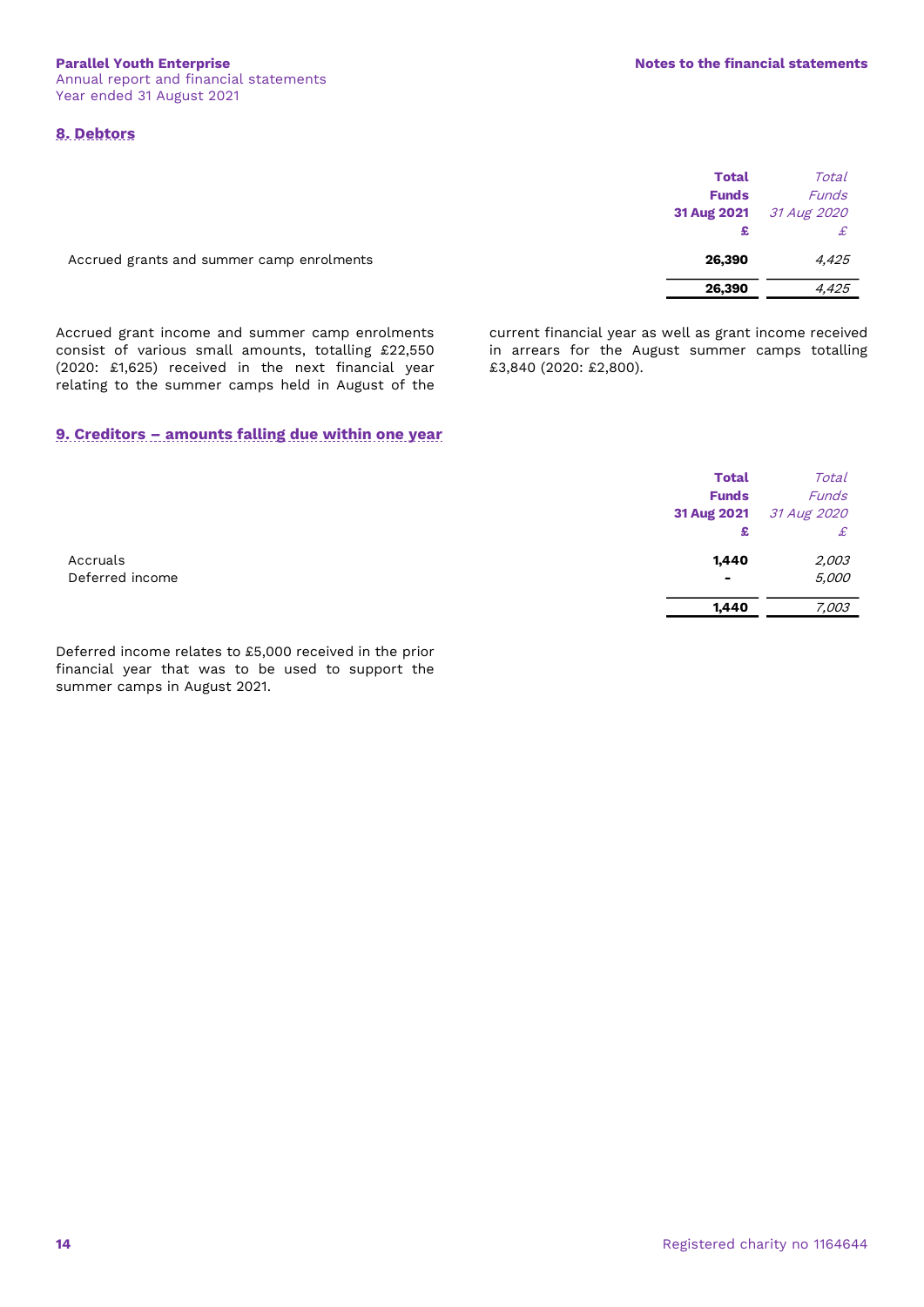## 8. Debtors

| | Total Funds 31 Aug 2021 £ | *Total Funds 31 Aug 2020 £* |
|---|---|---|
| Accrued grants and summer camp enrolments | **26,390** | *4,425* |
| | **26,390** | *4,425* |

Accrued grant income and summer camp enrolments consist of various small amounts, totalling £22,550 (2020: £1,625) received in the next financial year relating to the summer camps held in August of the current financial year as well as grant income received in arrears for the August summer camps totalling £3,840 (2020: £2,800).

## 9. Creditors – amounts falling due within one year

| | Total Funds 31 Aug 2021 £ | *Total Funds 31 Aug 2020 £* |
|---|---|---|
| Accruals | **1,440** | *2,003* |
| Deferred income | **-** | *5,000* |
| | **1,440** | *7,003* |

Deferred income relates to £5,000 received in the prior financial year that was to be used to support the summer camps in August 2021.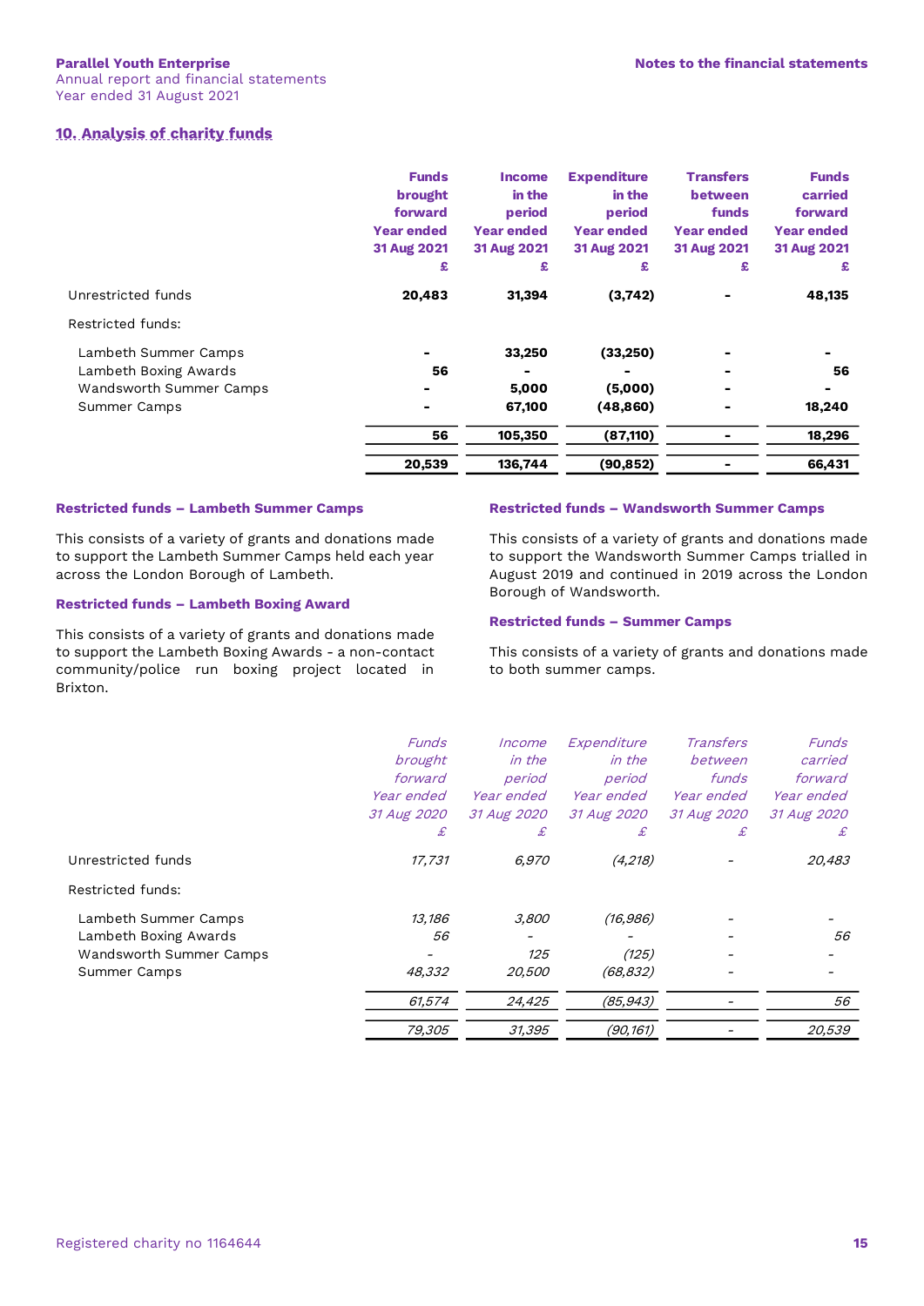## 10. Analysis of charity funds

| | Funds brought forward Year ended 31 Aug 2021 £ | Income in the period Year ended 31 Aug 2021 £ | Expenditure in the period Year ended 31 Aug 2021 £ | Transfers between funds Year ended 31 Aug 2021 £ | Funds carried forward Year ended 31 Aug 2021 £ |
|---|---|---|---|---|---|
| Unrestricted funds | **20,483** | **31,394** | **(3,742)** | **-** | **48,135** |
| Restricted funds: | | | | | |
| Lambeth Summer Camps | **-** | **33,250** | **(33,250)** | **-** | **-** |
| Lambeth Boxing Awards | **56** | **-** | **-** | **-** | **56** |
| Wandsworth Summer Camps | **-** | **5,000** | **(5,000)** | **-** | **-** |
| Summer Camps | **-** | **67,100** | **(48,860)** | **-** | **18,240** |
| | **56** | **105,350** | **(87,110)** | **-** | **18,296** |
| | **20,539** | **136,744** | **(90,852)** | **-** | **66,431** |

### Restricted funds – Lambeth Summer Camps

This consists of a variety of grants and donations made to support the Lambeth Summer Camps held each year across the London Borough of Lambeth.

### Restricted funds – Lambeth Boxing Award

This consists of a variety of grants and donations made to support the Lambeth Boxing Awards - a non-contact community/police run boxing project located in Brixton.

### Restricted funds – Wandsworth Summer Camps

This consists of a variety of grants and donations made to support the Wandsworth Summer Camps trialled in August 2019 and continued in 2019 across the London Borough of Wandsworth.

### Restricted funds – Summer Camps

This consists of a variety of grants and donations made to both summer camps.

| | *Funds brought forward Year ended 31 Aug 2020 £* | *Income in the period Year ended 31 Aug 2020 £* | *Expenditure in the period Year ended 31 Aug 2020 £* | *Transfers between funds Year ended 31 Aug 2020 £* | *Funds carried forward Year ended 31 Aug 2020 £* |
|---|---|---|---|---|---|
| Unrestricted funds | *17,731* | *6,970* | *(4,218)* | *-* | *20,483* |
| Restricted funds: | | | | | |
| Lambeth Summer Camps | *13,186* | *3,800* | *(16,986)* | *-* | *-* |
| Lambeth Boxing Awards | *56* | *-* | *-* | *-* | *56* |
| Wandsworth Summer Camps | *-* | *125* | *(125)* | *-* | *-* |
| Summer Camps | *48,332* | *20,500* | *(68,832)* | *-* | *-* |
| | *61,574* | *24,425* | *(85,943)* | *-* | *56* |
| | *79,305* | *31,395* | *(90,161)* | *-* | *20,539* |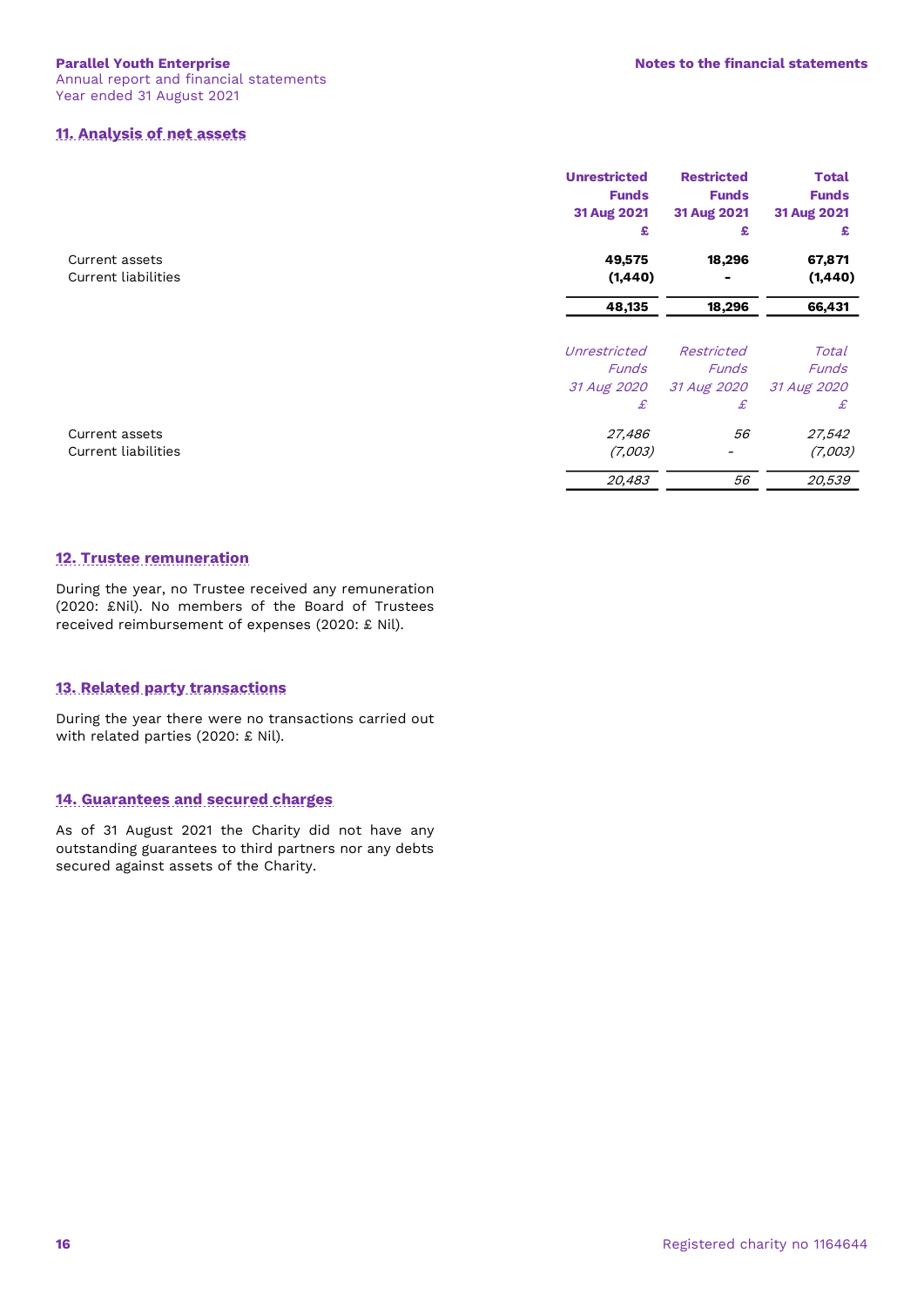## 11. Analysis of net assets

| | **Unrestricted Funds 31 Aug 2021 £** | **Restricted Funds 31 Aug 2021 £** | **Total Funds 31 Aug 2021 £** |
|---|---|---|---|
| Current assets | **49,575** | **18,296** | **67,871** |
| Current liabilities | **(1,440)** | **-** | **(1,440)** |
| | **48,135** | **18,296** | **66,431** |

| | *Unrestricted Funds 31 Aug 2020 £* | *Restricted Funds 31 Aug 2020 £* | *Total Funds 31 Aug 2020 £* |
|---|---|---|---|
| Current assets | *27,486* | *56* | *27,542* |
| Current liabilities | *(7,003)* | *-* | *(7,003)* |
| | *20,483* | *56* | *20,539* |

## 12. Trustee remuneration

During the year, no Trustee received any remuneration (2020: £Nil). No members of the Board of Trustees received reimbursement of expenses (2020: £ Nil).

## 13. Related party transactions

During the year there were no transactions carried out with related parties (2020: £ Nil).

## 14. Guarantees and secured charges

As of 31 August 2021 the Charity did not have any outstanding guarantees to third partners nor any debts secured against assets of the Charity.